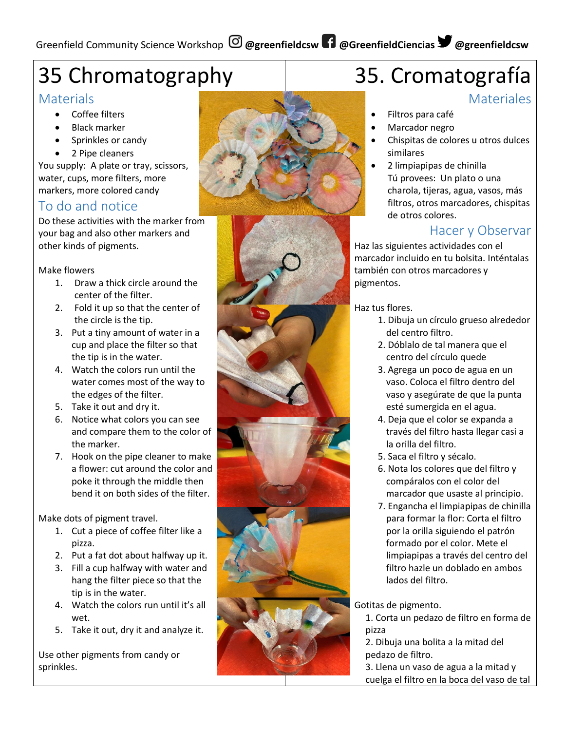Greenfield Community Science Workshop @greenfieldcsw @GreenfieldCiencias @greenfieldcsw

# 35 Chromatography

## Materials

- Coffee filters
- Black marker
- Sprinkles or candy
- 2 Pipe cleaners

You supply: A plate or tray, scissors, water, cups, more filters, more markers, more colored candy

## To do and notice

Do these activities with the marker from your bag and also other markers and other kinds of pigments.

Make flowers

1. Draw a thick circle around the center of the filter.
2. Fold it up so that the center of the circle is the tip.
3. Put a tiny amount of water in a cup and place the filter so that the tip is in the water.
4. Watch the colors run until the water comes most of the way to the edges of the filter.
5. Take it out and dry it.
6. Notice what colors you can see and compare them to the color of the marker.
7. Hook on the pipe cleaner to make a flower: cut around the color and poke it through the middle then bend it on both sides of the filter.

Make dots of pigment travel.

1. Cut a piece of coffee filter like a pizza.
2. Put a fat dot about halfway up it.
3. Fill a cup halfway with water and hang the filter piece so that the tip is in the water.
4. Watch the colors run until it's all wet.
5. Take it out, dry it and analyze it.

Use other pigments from candy or sprinkles.

# 35. Cromatografía

## Materiales

- Filtros para café
- Marcador negro
- Chispitas de colores u otros dulces similares
- 2 limpiapipas de chinilla

Tú provees: Un plato o una charola, tijeras, agua, vasos, más filtros, otros marcadores, chispitas de otros colores.

## Hacer y Observar

Haz las siguientes actividades con el marcador incluido en tu bolsita. Inténtalas también con otros marcadores y pigmentos.

Haz tus flores.

1. Dibuja un círculo grueso alrededor del centro filtro.
2. Dóblalo de tal manera que el centro del círculo quede
3. Agrega un poco de agua en un vaso. Coloca el filtro dentro del vaso y asegúrate de que la punta esté sumergida en el agua.
4. Deja que el color se expanda a través del filtro hasta llegar casi a la orilla del filtro.
5. Saca el filtro y sécalo.
6. Nota los colores que del filtro y compáralos con el color del marcador que usaste al principio.
7. Engancha el limpiapipas de chinilla para formar la flor: Corta el filtro por la orilla siguiendo el patrón formado por el color. Mete el limpiapipas a través del centro del filtro hazle un doblado en ambos lados del filtro.

Gotitas de pigmento.

1. Corta un pedazo de filtro en forma de pizza
2. Dibuja una bolita a la mitad del pedazo de filtro.
3. Llena un vaso de agua a la mitad y cuelga el filtro en la boca del vaso de tal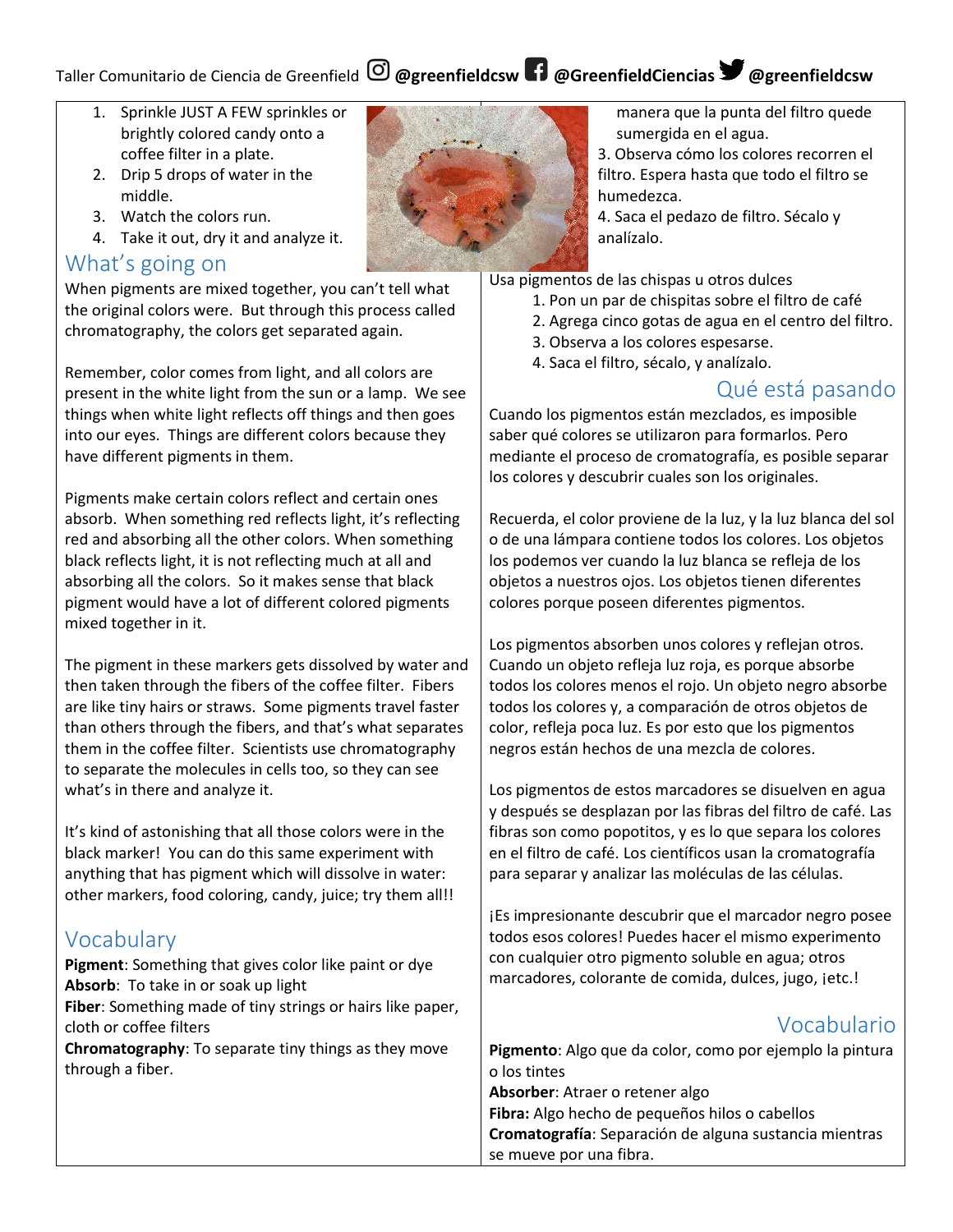Taller Comunitario de Ciencia de Greenfield @greenfieldcsw @GreenfieldCiencias @greenfieldcsw

1. Sprinkle JUST A FEW sprinkles or brightly colored candy onto a coffee filter in a plate.
2. Drip 5 drops of water in the middle.
3. Watch the colors run.
4. Take it out, dry it and analyze it.

## What's going on

When pigments are mixed together, you can't tell what the original colors were. But through this process called chromatography, the colors get separated again.

Remember, color comes from light, and all colors are present in the white light from the sun or a lamp. We see things when white light reflects off things and then goes into our eyes. Things are different colors because they have different pigments in them.

Pigments make certain colors reflect and certain ones absorb. When something red reflects light, it's reflecting red and absorbing all the other colors. When something black reflects light, it is not reflecting much at all and absorbing all the colors. So it makes sense that black pigment would have a lot of different colored pigments mixed together in it.

The pigment in these markers gets dissolved by water and then taken through the fibers of the coffee filter. Fibers are like tiny hairs or straws. Some pigments travel faster than others through the fibers, and that's what separates them in the coffee filter. Scientists use chromatography to separate the molecules in cells too, so they can see what's in there and analyze it.

It's kind of astonishing that all those colors were in the black marker! You can do this same experiment with anything that has pigment which will dissolve in water: other markers, food coloring, candy, juice; try them all!!

## Vocabulary

**Pigment**: Something that gives color like paint or dye
**Absorb**: To take in or soak up light
**Fiber**: Something made of tiny strings or hairs like paper, cloth or coffee filters
**Chromatography**: To separate tiny things as they move through a fiber.

manera que la punta del filtro quede sumergida en el agua.

3. Observa cómo los colores recorren el filtro. Espera hasta que todo el filtro se humedezca.
4. Saca el pedazo de filtro. Sécalo y analízalo.

Usa pigmentos de las chispas u otros dulces

1. Pon un par de chispitas sobre el filtro de café
2. Agrega cinco gotas de agua en el centro del filtro.
3. Observa a los colores espesarse.
4. Saca el filtro, sécalo, y analízalo.

## Qué está pasando

Cuando los pigmentos están mezclados, es imposible saber qué colores se utilizaron para formarlos. Pero mediante el proceso de cromatografía, es posible separar los colores y descubrir cuales son los originales.

Recuerda, el color proviene de la luz, y la luz blanca del sol o de una lámpara contiene todos los colores. Los objetos los podemos ver cuando la luz blanca se refleja de los objetos a nuestros ojos. Los objetos tienen diferentes colores porque poseen diferentes pigmentos.

Los pigmentos absorben unos colores y reflejan otros. Cuando un objeto refleja luz roja, es porque absorbe todos los colores menos el rojo. Un objeto negro absorbe todos los colores y, a comparación de otros objetos de color, refleja poca luz. Es por esto que los pigmentos negros están hechos de una mezcla de colores.

Los pigmentos de estos marcadores se disuelven en agua y después se desplazan por las fibras del filtro de café. Las fibras son como popotitos, y es lo que separa los colores en el filtro de café. Los científicos usan la cromatografía para separar y analizar las moléculas de las células.

¡Es impresionante descubrir que el marcador negro posee todos esos colores! Puedes hacer el mismo experimento con cualquier otro pigmento soluble en agua; otros marcadores, colorante de comida, dulces, jugo, ¡etc.!

## Vocabulario

**Pigmento**: Algo que da color, como por ejemplo la pintura o los tintes
**Absorber**: Atraer o retener algo
**Fibra:** Algo hecho de pequeños hilos o cabellos
**Cromatografía**: Separación de alguna sustancia mientras se mueve por una fibra.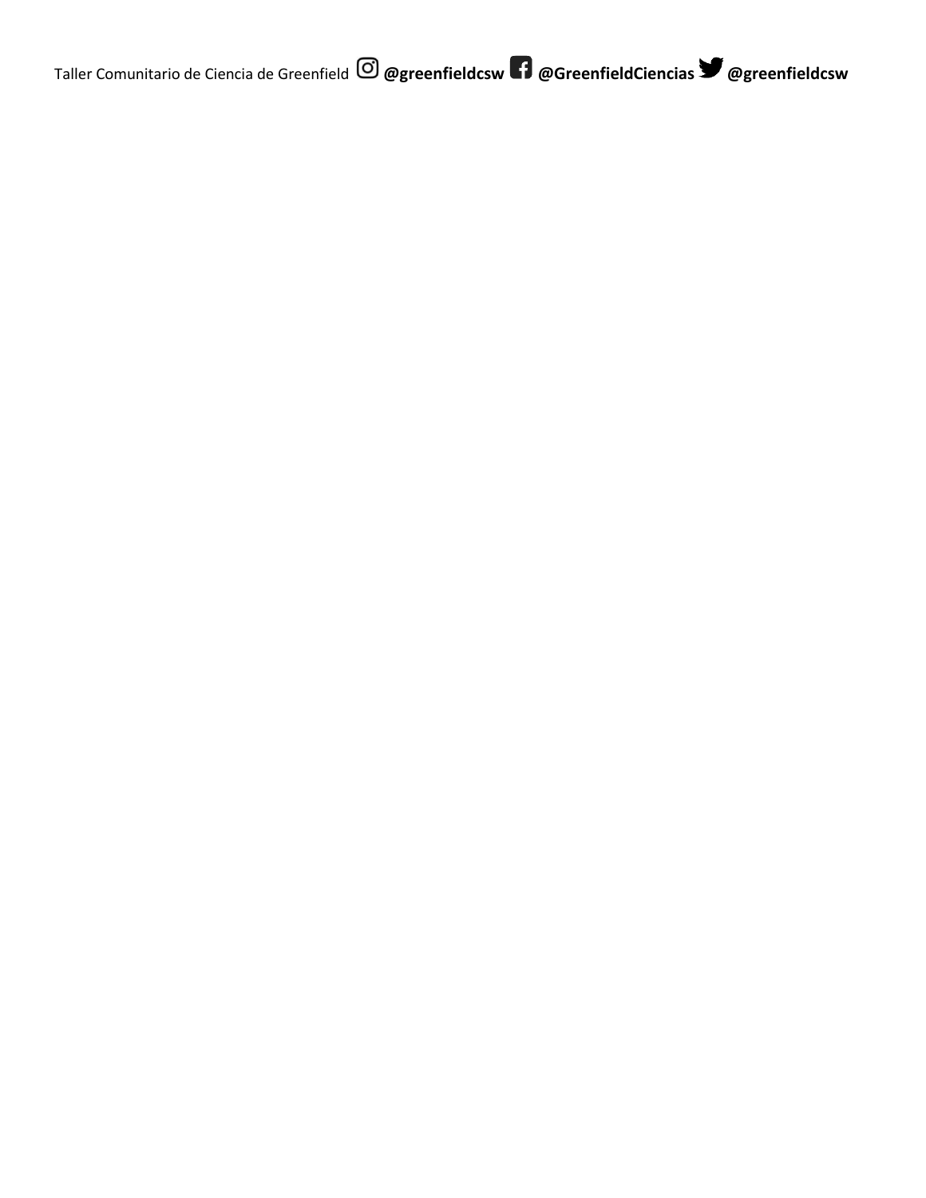Taller Comunitario de Ciencia de Greenfield **@greenfieldcsw** **@GreenfieldCiencias** **@greenfieldcsw**